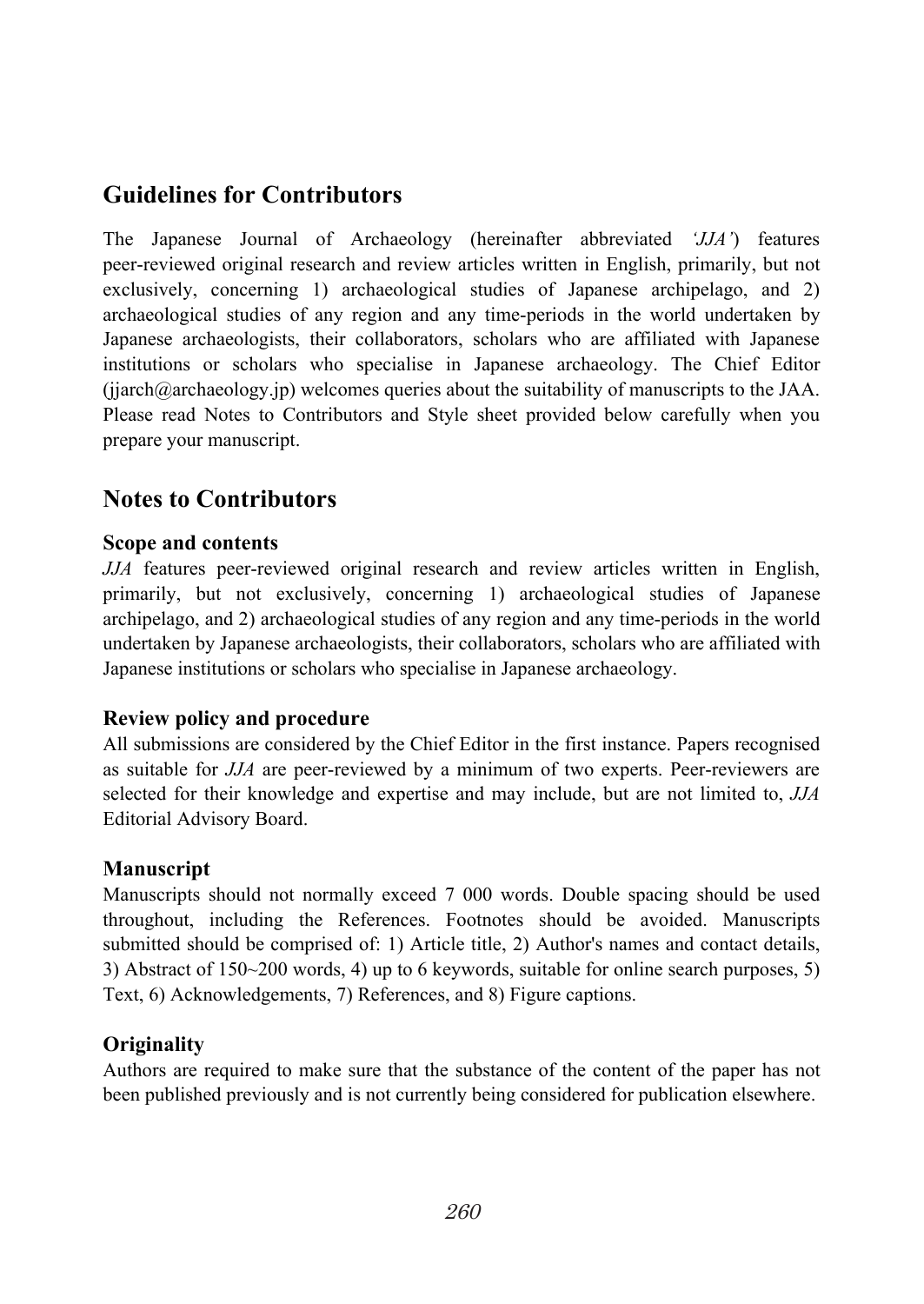## Guidelines for Contributors

The Japanese Journal of Archaeology (hereinafter abbreviated '*JJA*') features peer-reviewed original research and review articles written in English, primarily, but not exclusively, concerning 1) archaeological studies of Japanese archipelago, and 2) archaeological studies of any region and any time-periods in the world undertaken by Japanese archaeologists, their collaborators, scholars who are affiliated with Japanese institutions or scholars who specialise in Japanese archaeology. The Chief Editor (jjarch@archaeology.jp) welcomes queries about the suitability of manuscripts to the JAA. Please read Notes to Contributors and Style sheet provided below carefully when you prepare your manuscript.

## Notes to Contributors

### Scope and contents

*JJA* features peer-reviewed original research and review articles written in English, primarily, but not exclusively, concerning 1) archaeological studies of Japanese archipelago, and 2) archaeological studies of any region and any time-periods in the world undertaken by Japanese archaeologists, their collaborators, scholars who are affiliated with Japanese institutions or scholars who specialise in Japanese archaeology.

### Review policy and procedure

All submissions are considered by the Chief Editor in the first instance. Papers recognised as suitable for *JJA* are peer-reviewed by a minimum of two experts. Peer-reviewers are selected for their knowledge and expertise and may include, but are not limited to, *JJA* Editorial Advisory Board.

### Manuscript

Manuscripts should not normally exceed 7 000 words. Double spacing should be used throughout, including the References. Footnotes should be avoided. Manuscripts submitted should be comprised of: 1) Article title, 2) Author's names and contact details, 3) Abstract of 150~200 words, 4) up to 6 keywords, suitable for online search purposes, 5) Text, 6) Acknowledgements, 7) References, and 8) Figure captions.

### Originality

Authors are required to make sure that the substance of the content of the paper has not been published previously and is not currently being considered for publication elsewhere.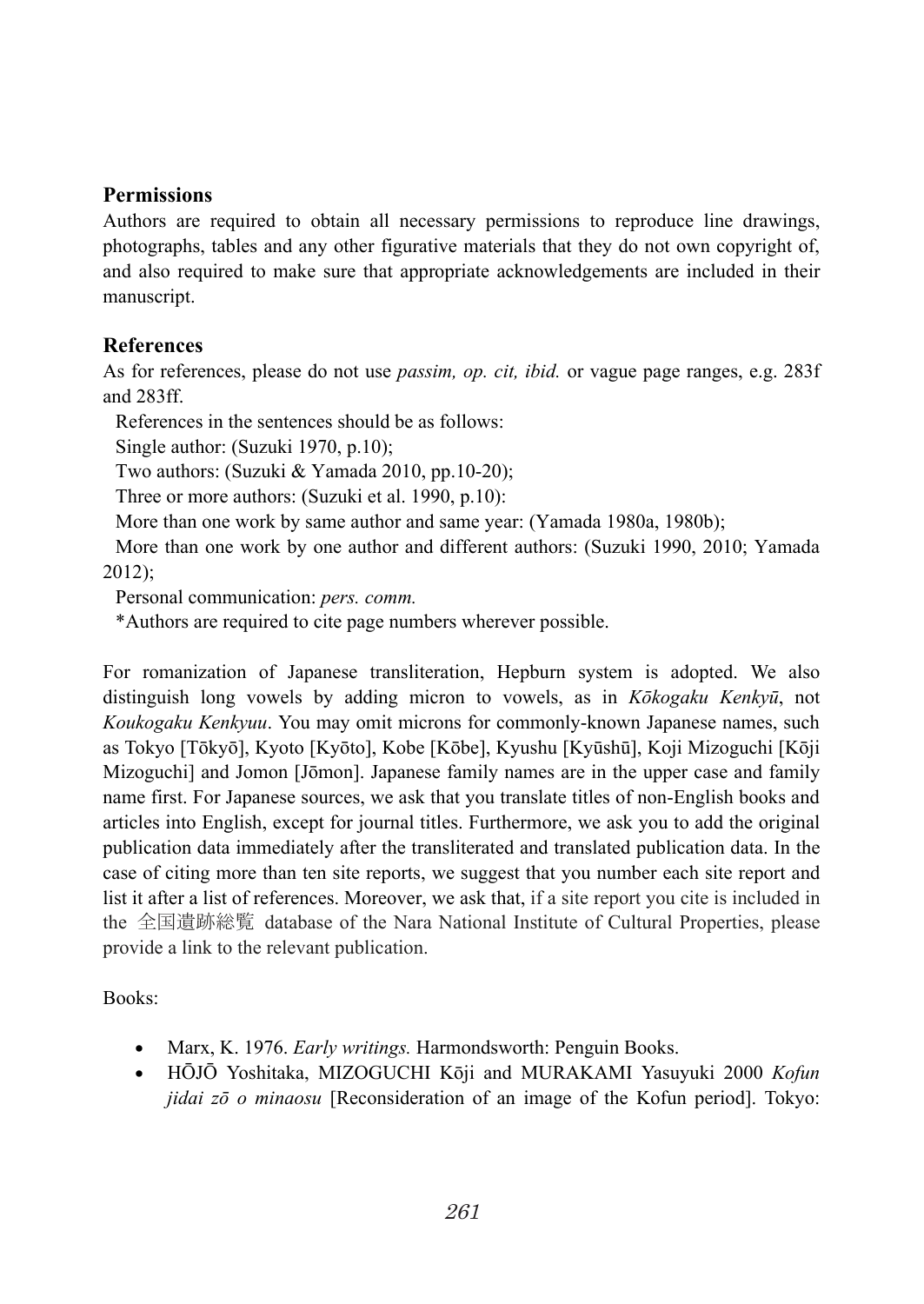## Permissions

Authors are required to obtain all necessary permissions to reproduce line drawings, photographs, tables and any other figurative materials that they do not own copyright of, and also required to make sure that appropriate acknowledgements are included in their manuscript.

## References

As for references, please do not use *passim, op. cit, ibid.* or vague page ranges, e.g. 283f and 283ff.

References in the sentences should be as follows:

Single author: (Suzuki 1970, p.10);

Two authors: (Suzuki & Yamada 2010, pp.10-20);

Three or more authors: (Suzuki et al. 1990, p.10):

More than one work by same author and same year: (Yamada 1980a, 1980b);

More than one work by one author and different authors: (Suzuki 1990, 2010; Yamada 2012);

Personal communication: *pers. comm.*

*Authors are required to cite page numbers wherever possible.

For romanization of Japanese transliteration, Hepburn system is adopted. We also distinguish long vowels by adding micron to vowels, as in *Kōkogaku Kenkyū*, not *Koukogaku Kenkyuu*. You may omit microns for commonly-known Japanese names, such as Tokyo [Tōkyō], Kyoto [Kyōto], Kobe [Kōbe], Kyushu [Kyūshū], Koji Mizoguchi [Kōji Mizoguchi] and Jomon [Jōmon]. Japanese family names are in the upper case and family name first. For Japanese sources, we ask that you translate titles of non-English books and articles into English, except for journal titles. Furthermore, we ask you to add the original publication data immediately after the transliterated and translated publication data. In the case of citing more than ten site reports, we suggest that you number each site report and list it after a list of references. Moreover, we ask that, if a site report you cite is included in the 全国遺跡総覧 database of the Nara National Institute of Cultural Properties, please provide a link to the relevant publication.

Books:

- Marx, K. 1976. *Early writings.* Harmondsworth: Penguin Books.
- HŌJŌ Yoshitaka, MIZOGUCHI Kōji and MURAKAMI Yasuyuki 2000 *Kofun jidai zō o minaosu* [Reconsideration of an image of the Kofun period]. Tokyo: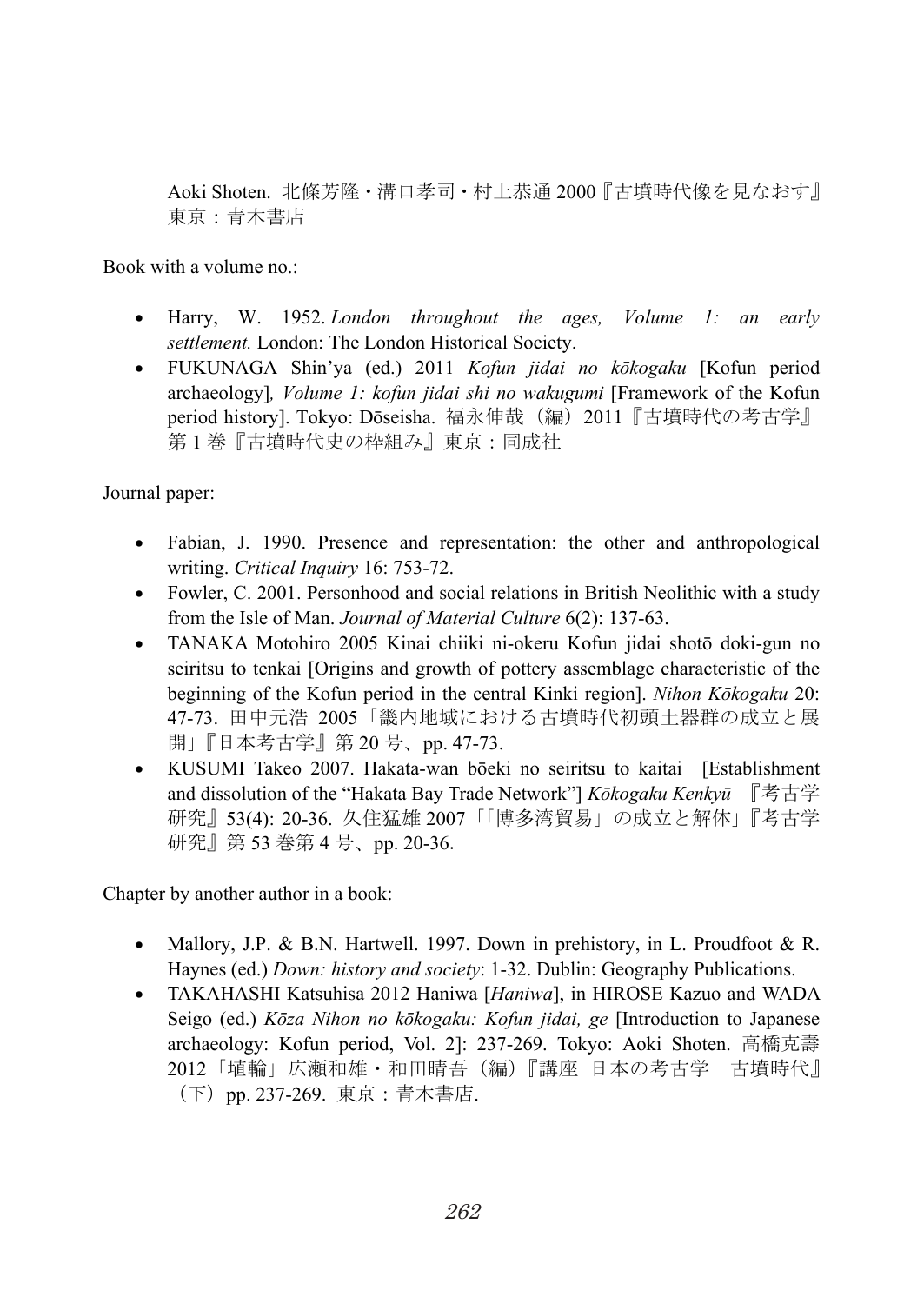Aoki Shoten. 北條芳隆・溝口孝司・村上恭通 2000『古墳時代像を見なおす』東京：青木書店

Book with a volume no.:

- Harry, W. 1952. *London throughout the ages, Volume 1: an early settlement.* London: The London Historical Society.
- FUKUNAGA Shin'ya (ed.) 2011 *Kofun jidai no kōkogaku* [Kofun period archaeology]*, Volume 1: kofun jidai shi no wakugumi* [Framework of the Kofun period history]. Tokyo: Dōseisha. 福永伸哉（編）2011『古墳時代の考古学』第 1 巻『古墳時代史の枠組み』東京：同成社

Journal paper:

- Fabian, J. 1990. Presence and representation: the other and anthropological writing. *Critical Inquiry* 16: 753-72.
- Fowler, C. 2001. Personhood and social relations in British Neolithic with a study from the Isle of Man. *Journal of Material Culture* 6(2): 137-63.
- TANAKA Motohiro 2005 Kinai chiiki ni-okeru Kofun jidai shotō doki-gun no seiritsu to tenkai [Origins and growth of pottery assemblage characteristic of the beginning of the Kofun period in the central Kinki region]. *Nihon Kōkogaku* 20: 47-73. 田中元浩 2005「畿内地域における古墳時代初頭土器群の成立と展開」『日本考古学』第 20 号、pp. 47-73.
- KUSUMI Takeo 2007. Hakata-wan bōeki no seiritsu to kaitai [Establishment and dissolution of the "Hakata Bay Trade Network"] *Kōkogaku Kenkyū* 『考古学研究』53(4): 20-36. 久住猛雄 2007「「博多湾貿易」の成立と解体」『考古学研究』第 53 巻第 4 号、pp. 20-36.

Chapter by another author in a book:

- Mallory, J.P. & B.N. Hartwell. 1997. Down in prehistory, in L. Proudfoot & R. Haynes (ed.) *Down: history and society*: 1-32. Dublin: Geography Publications.
- TAKAHASHI Katsuhisa 2012 Haniwa [*Haniwa*], in HIROSE Kazuo and WADA Seigo (ed.) *Kōza Nihon no kōkogaku: Kofun jidai, ge* [Introduction to Japanese archaeology: Kofun period, Vol. 2]: 237-269. Tokyo: Aoki Shoten. 高橋克壽 2012「埴輪」広瀬和雄・和田晴吾（編）『講座　日本の考古学　古墳時代』（下）pp. 237-269. 東京：青木書店.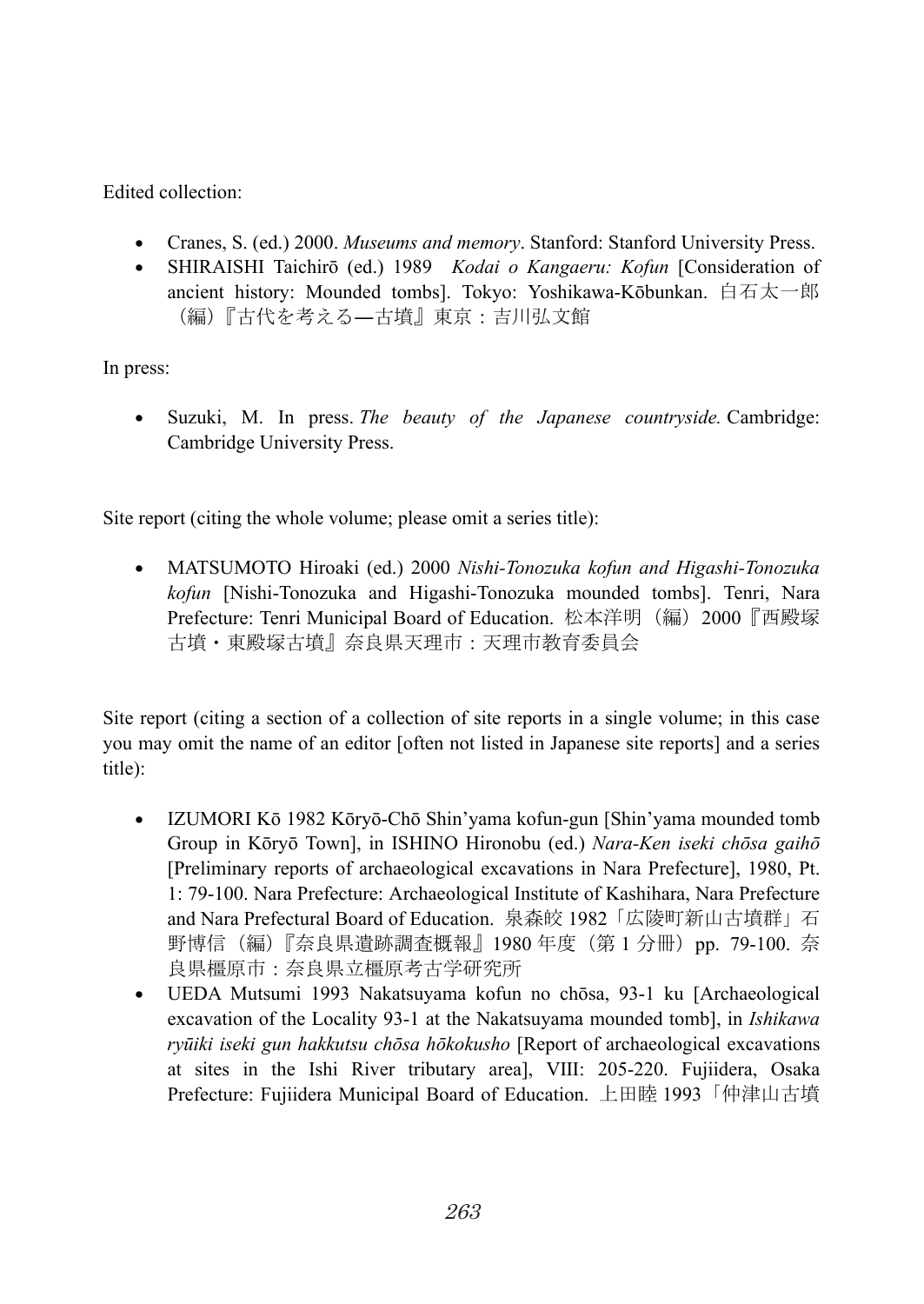Edited collection:

- Cranes, S. (ed.) 2000. *Museums and memory*. Stanford: Stanford University Press.
- SHIRAISHI Taichirō (ed.) 1989 *Kodai o Kangaeru: Kofun* [Consideration of ancient history: Mounded tombs]. Tokyo: Yoshikawa-Kōbunkan. 白石太一郎（編）『古代を考える—古墳』東京：吉川弘文館

In press:

- Suzuki, M. In press. *The beauty of the Japanese countryside.* Cambridge: Cambridge University Press.

Site report (citing the whole volume; please omit a series title):

- MATSUMOTO Hiroaki (ed.) 2000 *Nishi-Tonozuka kofun and Higashi-Tonozuka kofun* [Nishi-Tonozuka and Higashi-Tonozuka mounded tombs]. Tenri, Nara Prefecture: Tenri Municipal Board of Education. 松本洋明（編）2000『西殿塚古墳・東殿塚古墳』奈良県天理市：天理市教育委員会

Site report (citing a section of a collection of site reports in a single volume; in this case you may omit the name of an editor [often not listed in Japanese site reports] and a series title):

- IZUMORI Kō 1982 Kōryō-Chō Shin'yama kofun-gun [Shin'yama mounded tomb Group in Kōryō Town], in ISHINO Hironobu (ed.) *Nara-Ken iseki chōsa gaihō* [Preliminary reports of archaeological excavations in Nara Prefecture], 1980, Pt. 1: 79-100. Nara Prefecture: Archaeological Institute of Kashihara, Nara Prefecture and Nara Prefectural Board of Education. 泉森皎 1982「広陵町新山古墳群」石野博信（編）『奈良県遺跡調査概報』1980 年度（第 1 分冊）pp. 79-100. 奈良県橿原市：奈良県立橿原考古学研究所
- UEDA Mutsumi 1993 Nakatsuyama kofun no chōsa, 93-1 ku [Archaeological excavation of the Locality 93-1 at the Nakatsuyama mounded tomb], in *Ishikawa ryūiki iseki gun hakkutsu chōsa hōkokusho* [Report of archaeological excavations at sites in the Ishi River tributary area], VIII: 205-220. Fujiidera, Osaka Prefecture: Fujiidera Municipal Board of Education. 上田睦 1993「仲津山古墳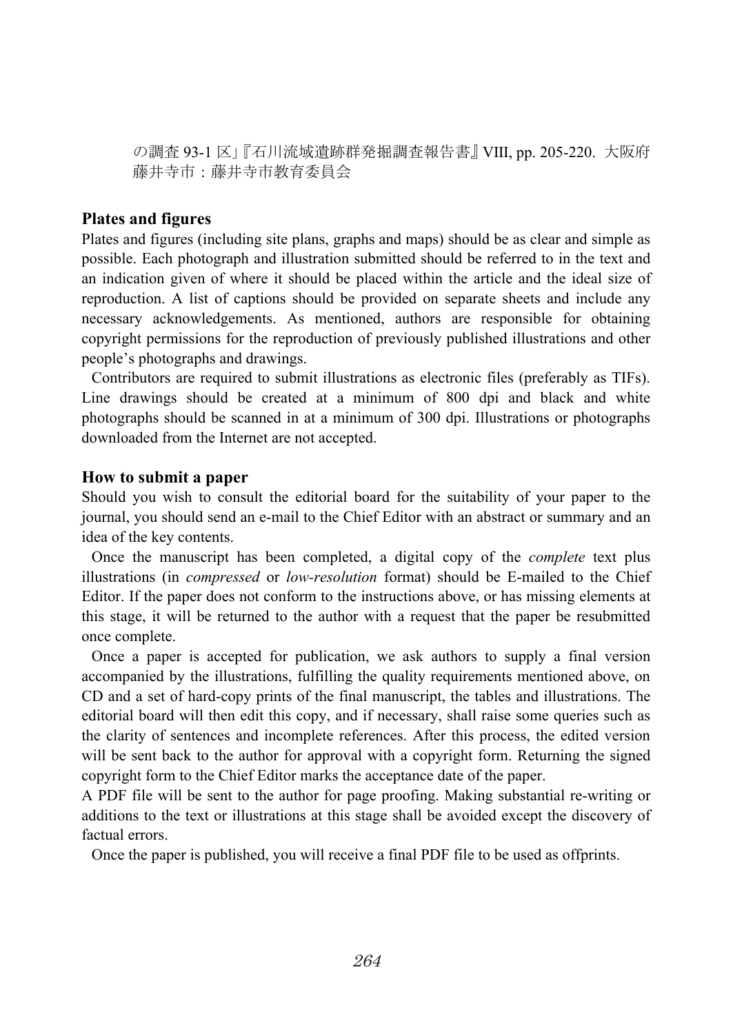の調査 93-1 区」『石川流域遺跡群発掘調査報告書』VIII, pp. 205-220. 大阪府藤井寺市：藤井寺市教育委員会

## Plates and figures

Plates and figures (including site plans, graphs and maps) should be as clear and simple as possible. Each photograph and illustration submitted should be referred to in the text and an indication given of where it should be placed within the article and the ideal size of reproduction. A list of captions should be provided on separate sheets and include any necessary acknowledgements. As mentioned, authors are responsible for obtaining copyright permissions for the reproduction of previously published illustrations and other people's photographs and drawings.

Contributors are required to submit illustrations as electronic files (preferably as TIFs). Line drawings should be created at a minimum of 800 dpi and black and white photographs should be scanned in at a minimum of 300 dpi. Illustrations or photographs downloaded from the Internet are not accepted.

## How to submit a paper

Should you wish to consult the editorial board for the suitability of your paper to the journal, you should send an e-mail to the Chief Editor with an abstract or summary and an idea of the key contents.

Once the manuscript has been completed, a digital copy of the *complete* text plus illustrations (in *compressed* or *low-resolution* format) should be E-mailed to the Chief Editor. If the paper does not conform to the instructions above, or has missing elements at this stage, it will be returned to the author with a request that the paper be resubmitted once complete.

Once a paper is accepted for publication, we ask authors to supply a final version accompanied by the illustrations, fulfilling the quality requirements mentioned above, on CD and a set of hard-copy prints of the final manuscript, the tables and illustrations. The editorial board will then edit this copy, and if necessary, shall raise some queries such as the clarity of sentences and incomplete references. After this process, the edited version will be sent back to the author for approval with a copyright form. Returning the signed copyright form to the Chief Editor marks the acceptance date of the paper.

A PDF file will be sent to the author for page proofing. Making substantial re-writing or additions to the text or illustrations at this stage shall be avoided except the discovery of factual errors.

Once the paper is published, you will receive a final PDF file to be used as offprints.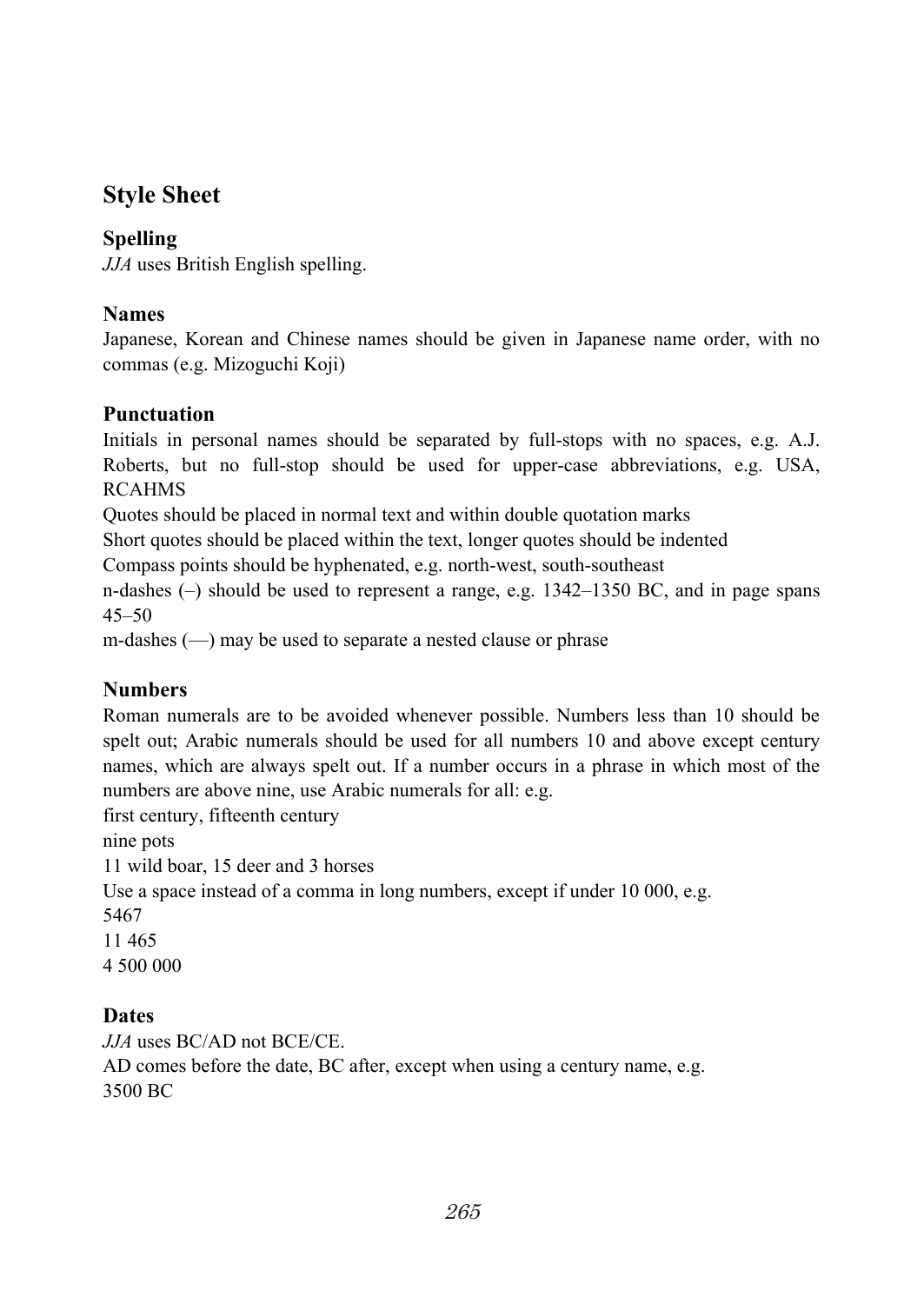## Style Sheet

### Spelling

*JJA* uses British English spelling.

### Names

Japanese, Korean and Chinese names should be given in Japanese name order, with no commas (e.g. Mizoguchi Koji)

### Punctuation

Initials in personal names should be separated by full-stops with no spaces, e.g. A.J. Roberts, but no full-stop should be used for upper-case abbreviations, e.g. USA, RCAHMS

Quotes should be placed in normal text and within double quotation marks

Short quotes should be placed within the text, longer quotes should be indented

Compass points should be hyphenated, e.g. north-west, south-southeast

n-dashes (–) should be used to represent a range, e.g. 1342–1350 BC, and in page spans 45–50

m-dashes (—) may be used to separate a nested clause or phrase

### Numbers

Roman numerals are to be avoided whenever possible. Numbers less than 10 should be spelt out; Arabic numerals should be used for all numbers 10 and above except century names, which are always spelt out. If a number occurs in a phrase in which most of the numbers are above nine, use Arabic numerals for all: e.g.

first century, fifteenth century

nine pots

11 wild boar, 15 deer and 3 horses

Use a space instead of a comma in long numbers, except if under 10 000, e.g.

5467

11 465

4 500 000

### Dates

*JJA* uses BC/AD not BCE/CE.

AD comes before the date, BC after, except when using a century name, e.g.

3500 BC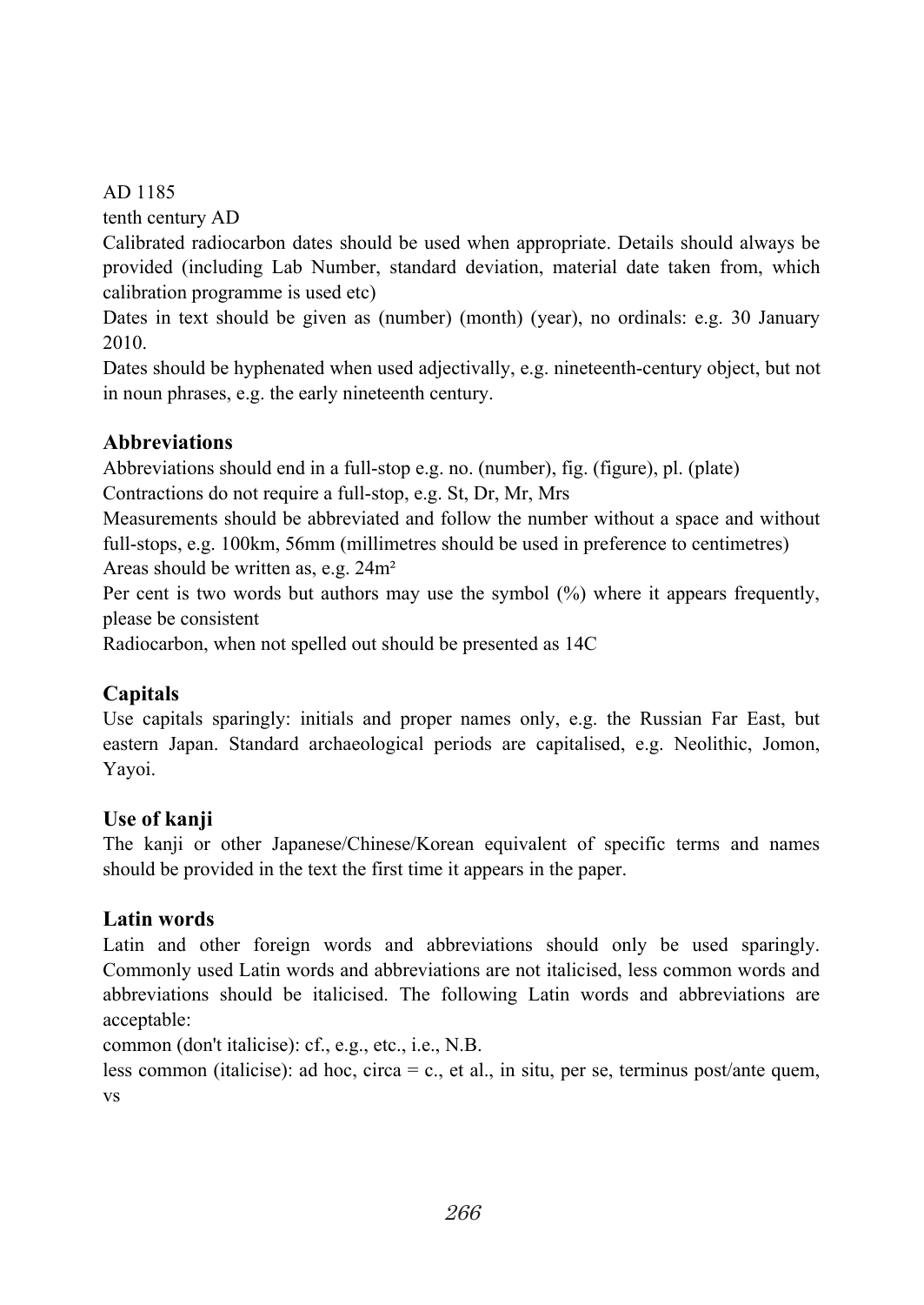AD 1185

tenth century AD

Calibrated radiocarbon dates should be used when appropriate. Details should always be provided (including Lab Number, standard deviation, material date taken from, which calibration programme is used etc)

Dates in text should be given as (number) (month) (year), no ordinals: e.g. 30 January 2010.

Dates should be hyphenated when used adjectivally, e.g. nineteenth-century object, but not in noun phrases, e.g. the early nineteenth century.

### Abbreviations

Abbreviations should end in a full-stop e.g. no. (number), fig. (figure), pl. (plate)

Contractions do not require a full-stop, e.g. St, Dr, Mr, Mrs

Measurements should be abbreviated and follow the number without a space and without full-stops, e.g. 100km, 56mm (millimetres should be used in preference to centimetres)

Areas should be written as, e.g. 24m$^2$

Per cent is two words but authors may use the symbol (%) where it appears frequently, please be consistent

Radiocarbon, when not spelled out should be presented as 14C

### Capitals

Use capitals sparingly: initials and proper names only, e.g. the Russian Far East, but eastern Japan. Standard archaeological periods are capitalised, e.g. Neolithic, Jomon, Yayoi.

### Use of kanji

The kanji or other Japanese/Chinese/Korean equivalent of specific terms and names should be provided in the text the first time it appears in the paper.

### Latin words

Latin and other foreign words and abbreviations should only be used sparingly. Commonly used Latin words and abbreviations are not italicised, less common words and abbreviations should be italicised. The following Latin words and abbreviations are acceptable:

common (don't italicise): cf., e.g., etc., i.e., N.B.

less common (italicise): ad hoc, circa = c., et al., in situ, per se, terminus post/ante quem, vs